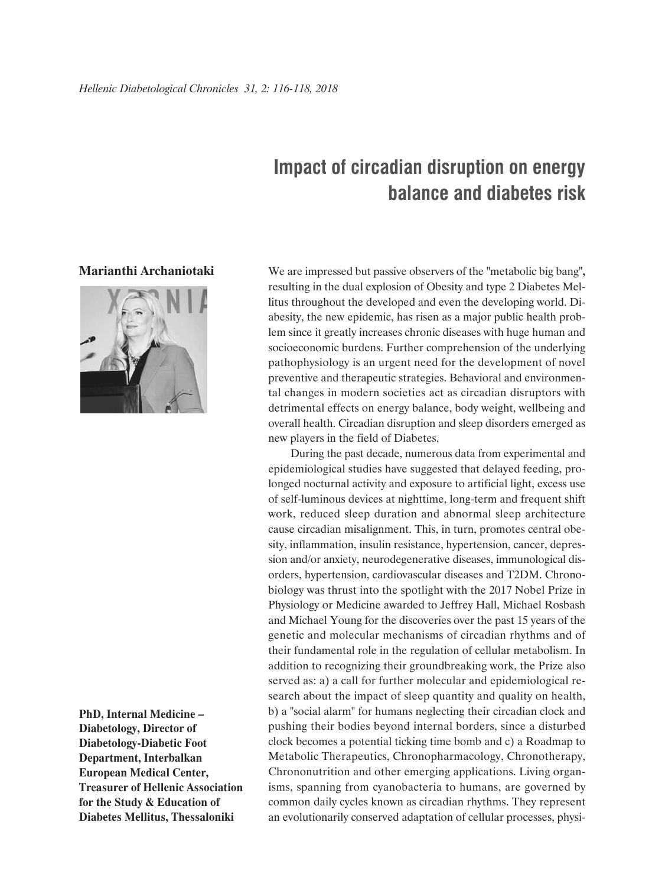# Impact of circadian disruption on energy balance and diabetes risk

**Marianthi Archaniotaki**

**PhD, Internal Medicine – Diabetology, Director of Diabetology-Diabetic Foot Department, Interbalkan European Medical Center, Treasurer of Hellenic Association for the Study & Education of Diabetes Mellitus, Thessaloniki**

We are impressed but passive observers of the "metabolic big bang", resulting in the dual explosion of Obesity and type 2 Diabetes Mellitus throughout the developed and even the developing world. Diabesity, the new epidemic, has risen as a major public health problem since it greatly increases chronic diseases with huge human and socioeconomic burdens. Further comprehension of the underlying pathophysiology is an urgent need for the development of novel preventive and therapeutic strategies. Behavioral and environmental changes in modern societies act as circadian disruptors with detrimental effects on energy balance, body weight, wellbeing and overall health. Circadian disruption and sleep disorders emerged as new players in the field of Diabetes.

During the past decade, numerous data from experimental and epidemiological studies have suggested that delayed feeding, prolonged nocturnal activity and exposure to artificial light, excess use of self-luminous devices at nighttime, long-term and frequent shift work, reduced sleep duration and abnormal sleep architecture cause circadian misalignment. This, in turn, promotes central obesity, inflammation, insulin resistance, hypertension, cancer, depression and/or anxiety, neurodegenerative diseases, immunological disorders, hypertension, cardiovascular diseases and T2DM. Chronobiology was thrust into the spotlight with the 2017 Nobel Prize in Physiology or Medicine awarded to Jeffrey Hall, Michael Rosbash and Michael Young for the discoveries over the past 15 years of the genetic and molecular mechanisms of circadian rhythms and of their fundamental role in the regulation of cellular metabolism. In addition to recognizing their groundbreaking work, the Prize also served as: a) a call for further molecular and epidemiological research about the impact of sleep quantity and quality on health, b) a "social alarm" for humans neglecting their circadian clock and pushing their bodies beyond internal borders, since a disturbed clock becomes a potential ticking time bomb and c) a Roadmap to Metabolic Therapeutics, Chronopharmacology, Chronotherapy, Chrononutrition and other emerging applications. Living organisms, spanning from cyanobacteria to humans, are governed by common daily cycles known as circadian rhythms. They represent an evolutionarily conserved adaptation of cellular processes, physi-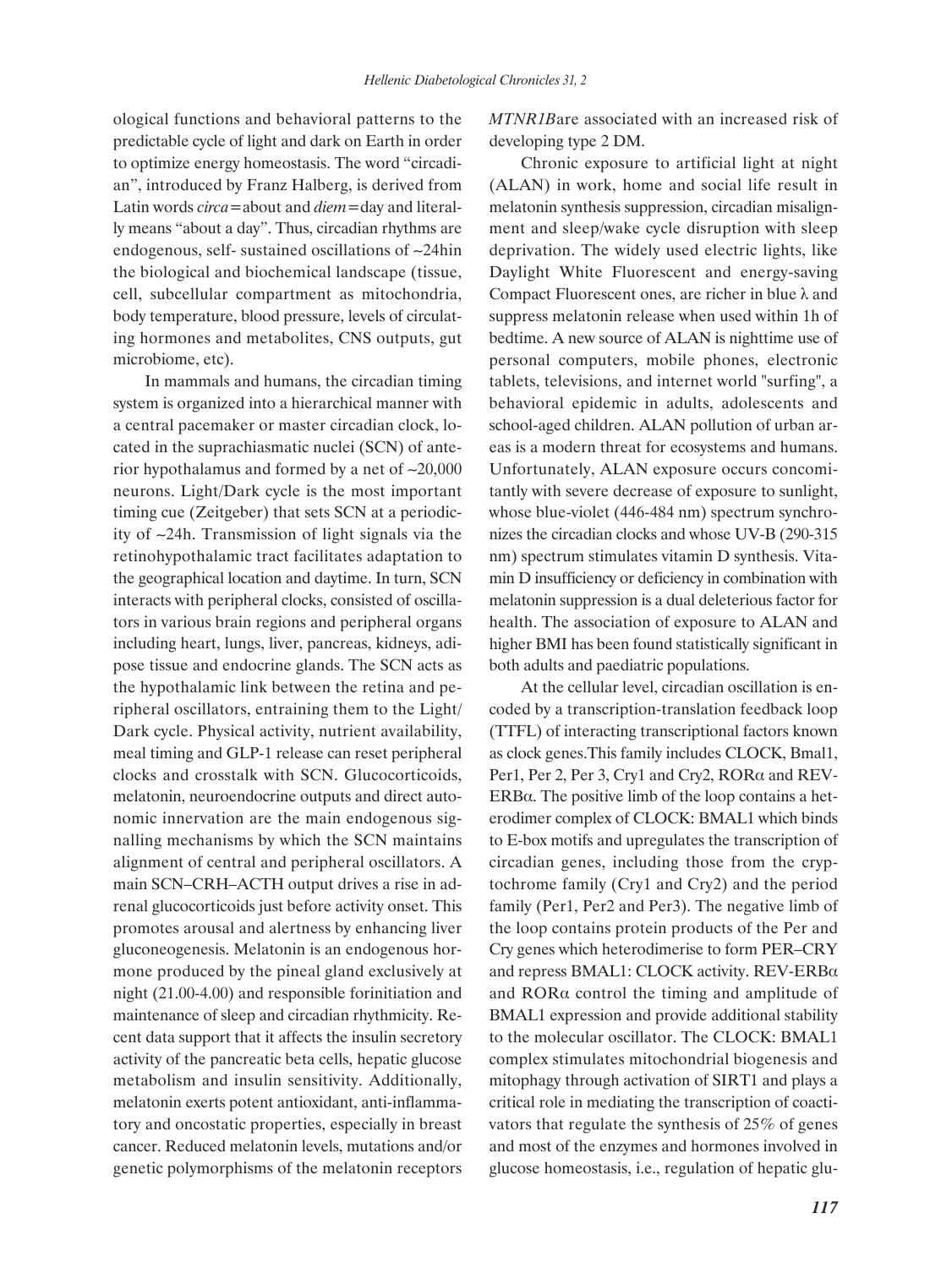ological functions and behavioral patterns to the predictable cycle of light and dark on Earth in order to optimize energy homeostasis. The word "circadian", introduced by Franz Halberg, is derived from Latin words *circa*=about and *diem*=day and literally means "about a day". Thus, circadian rhythms are endogenous, self- sustained oscillations of ~24hin the biological and biochemical landscape (tissue, cell, subcellular compartment as mitochondria, body temperature, blood pressure, levels of circulating hormones and metabolites, CNS outputs, gut microbiome, etc).

In mammals and humans, the circadian timing system is organized into a hierarchical manner with a central pacemaker or master circadian clock, located in the suprachiasmatic nuclei (SCN) of anterior hypothalamus and formed by a net of ~20,000 neurons. Light/Dark cycle is the most important timing cue (Zeitgeber) that sets SCN at a periodicity of ~24h. Transmission of light signals via the retinohypothalamic tract facilitates adaptation to the geographical location and daytime. In turn, SCN interacts with peripheral clocks, consisted of oscillators in various brain regions and peripheral organs including heart, lungs, liver, pancreas, kidneys, adipose tissue and endocrine glands. The SCN acts as the hypothalamic link between the retina and peripheral oscillators, entraining them to the Light/Dark cycle. Physical activity, nutrient availability, meal timing and GLP-1 release can reset peripheral clocks and crosstalk with SCN. Glucocorticoids, melatonin, neuroendocrine outputs and direct autonomic innervation are the main endogenous signalling mechanisms by which the SCN maintains alignment of central and peripheral oscillators. A main SCN–CRH–ACTH output drives a rise in adrenal glucocorticoids just before activity onset. This promotes arousal and alertness by enhancing liver gluconeogenesis. Melatonin is an endogenous hormone produced by the pineal gland exclusively at night (21.00-4.00) and responsible forinitiation and maintenance of sleep and circadian rhythmicity. Recent data support that it affects the insulin secretory activity of the pancreatic beta cells, hepatic glucose metabolism and insulin sensitivity. Additionally, melatonin exerts potent antioxidant, anti-inflammatory and oncostatic properties, especially in breast cancer. Reduced melatonin levels, mutations and/or genetic polymorphisms of the melatonin receptors *MTNR1B*are associated with an increased risk of developing type 2 DM.

Chronic exposure to artificial light at night (ALAN) in work, home and social life result in melatonin synthesis suppression, circadian misalignment and sleep/wake cycle disruption with sleep deprivation. The widely used electric lights, like Daylight White Fluorescent and energy-saving Compact Fluorescent ones, are richer in blue λ and suppress melatonin release when used within 1h of bedtime. A new source of ALAN is nighttime use of personal computers, mobile phones, electronic tablets, televisions, and internet world "surfing", a behavioral epidemic in adults, adolescents and school-aged children. ALAN pollution of urban areas is a modern threat for ecosystems and humans. Unfortunately, ALAN exposure occurs concomitantly with severe decrease of exposure to sunlight, whose blue-violet (446-484 nm) spectrum synchronizes the circadian clocks and whose UV-B (290-315 nm) spectrum stimulates vitamin D synthesis. Vitamin D insufficiency or deficiency in combination with melatonin suppression is a dual deleterious factor for health. The association of exposure to ALAN and higher BMI has been found statistically significant in both adults and paediatric populations.

At the cellular level, circadian oscillation is encoded by a transcription-translation feedback loop (TTFL) of interacting transcriptional factors known as clock genes.This family includes CLOCK, Bmal1, Per1, Per 2, Per 3, Cry1 and Cry2, RORα and REV-ERBα. The positive limb of the loop contains a heterodimer complex of CLOCK: BMAL1 which binds to E-box motifs and upregulates the transcription of circadian genes, including those from the cryptochrome family (Cry1 and Cry2) and the period family (Per1, Per2 and Per3). The negative limb of the loop contains protein products of the Per and Cry genes which heterodimerise to form PER–CRY and repress BMAL1: CLOCK activity. REV-ERBα and RORα control the timing and amplitude of BMAL1 expression and provide additional stability to the molecular oscillator. The CLOCK: BMAL1 complex stimulates mitochondrial biogenesis and mitophagy through activation of SIRT1 and plays a critical role in mediating the transcription of coactivators that regulate the synthesis of 25% of genes and most of the enzymes and hormones involved in glucose homeostasis, i.e., regulation of hepatic glu-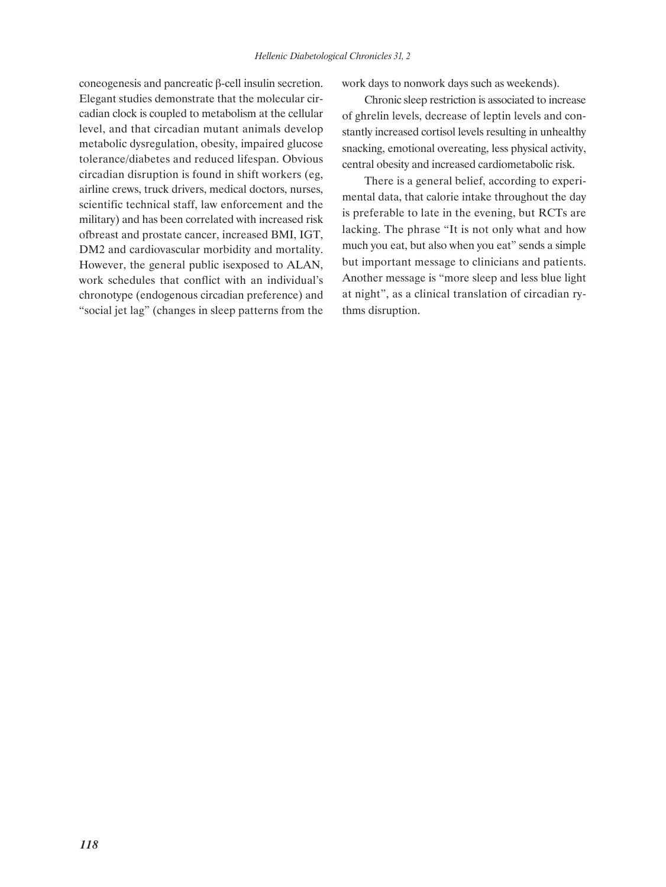coneogenesis and pancreatic β-cell insulin secretion. Elegant studies demonstrate that the molecular circadian clock is coupled to metabolism at the cellular level, and that circadian mutant animals develop metabolic dysregulation, obesity, impaired glucose tolerance/diabetes and reduced lifespan. Obvious circadian disruption is found in shift workers (eg, airline crews, truck drivers, medical doctors, nurses, scientific technical staff, law enforcement and the military) and has been correlated with increased risk ofbreast and prostate cancer, increased BMI, IGT, DM2 and cardiovascular morbidity and mortality. However, the general public isexposed to ALAN, work schedules that conflict with an individual's chronotype (endogenous circadian preference) and "social jet lag" (changes in sleep patterns from the work days to nonwork days such as weekends).

Chronic sleep restriction is associated to increase of ghrelin levels, decrease of leptin levels and constantly increased cortisol levels resulting in unhealthy snacking, emotional overeating, less physical activity, central obesity and increased cardiometabolic risk.

There is a general belief, according to experimental data, that calorie intake throughout the day is preferable to late in the evening, but RCTs are lacking. The phrase "It is not only what and how much you eat, but also when you eat" sends a simple but important message to clinicians and patients. Another message is "more sleep and less blue light at night", as a clinical translation of circadian rythms disruption.